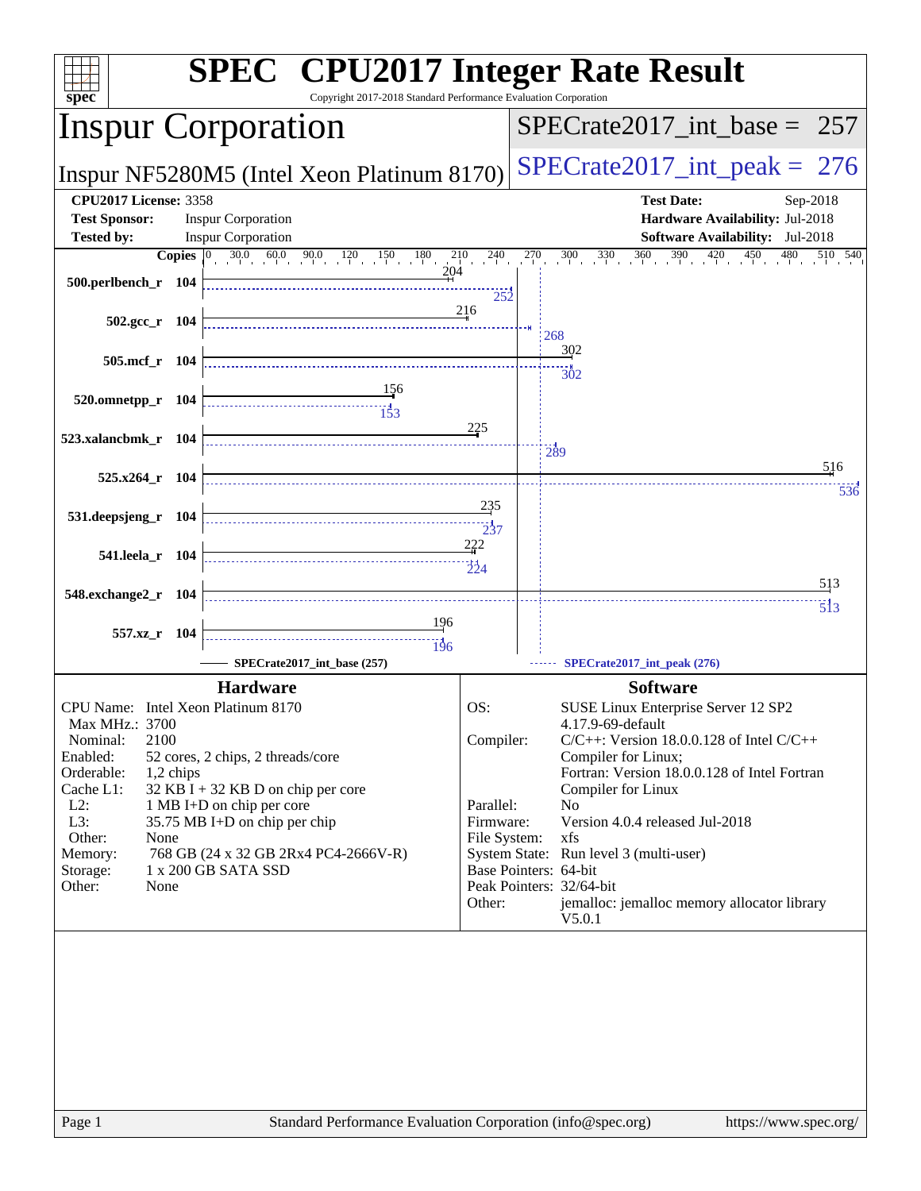# SPEC CPU2017 Integer Rate Result

Copyright 2017-2018 Standard Performance Evaluation Corporation

## Inspur Corporation

**Inspur NF5280M5 (Intel Xeon Platinum 8170)**

**SPECrate2017_int_base = 257**

**SPECrate2017_int_peak = 276**

| | | | |
|---|---|---|---|
| **CPU2017 License:** | 3358 | **Test Date:** | Sep-2018 |
| **Test Sponsor:** | Inspur Corporation | **Hardware Availability:** | Jul-2018 |
| **Tested by:** | Inspur Corporation | **Software Availability:** | Jul-2018 |

| Benchmark | Copies | SPECrate2017_int_base | SPECrate2017_int_peak |
|---|---|---|---|
| 500.perlbench_r | 104 | 204 | 252 |
| 502.gcc_r | 104 | 216 | 268 |
| 505.mcf_r | 104 | 302 | 302 |
| 520.omnetpp_r | 104 | 156 | 153 |
| 523.xalancbmk_r | 104 | 225 | 289 |
| 525.x264_r | 104 | 516 | 536 |
| 531.deepsjeng_r | 104 | 235 | 237 |
| 541.leela_r | 104 | 222 | 224 |
| 548.exchange2_r | 104 | 513 | 513 |
| 557.xz_r | 104 | 196 | 196 |

SPECrate2017_int_base (257) ------ SPECrate2017_int_peak (276)

### Hardware

| | |
|---|---|
| CPU Name: | Intel Xeon Platinum 8170 |
| Max MHz.: | 3700 |
| Nominal: | 2100 |
| Enabled: | 52 cores, 2 chips, 2 threads/core |
| Orderable: | 1,2 chips |
| Cache L1: | 32 KB I + 32 KB D on chip per core |
| L2: | 1 MB I+D on chip per core |
| L3: | 35.75 MB I+D on chip per chip |
| Other: | None |
| Memory: | 768 GB (24 x 32 GB 2Rx4 PC4-2666V-R) |
| Storage: | 1 x 200 GB SATA SSD |
| Other: | None |

### Software

| | |
|---|---|
| OS: | SUSE Linux Enterprise Server 12 SP2 4.17.9-69-default |
| Compiler: | C/C++: Version 18.0.0.128 of Intel C/C++ Compiler for Linux; Fortran: Version 18.0.0.128 of Intel Fortran Compiler for Linux |
| Parallel: | No |
| Firmware: | Version 4.0.4 released Jul-2018 |
| File System: | xfs |
| System State: | Run level 3 (multi-user) |
| Base Pointers: | 64-bit |
| Peak Pointers: | 32/64-bit |
| Other: | jemalloc: jemalloc memory allocator library V5.0.1 |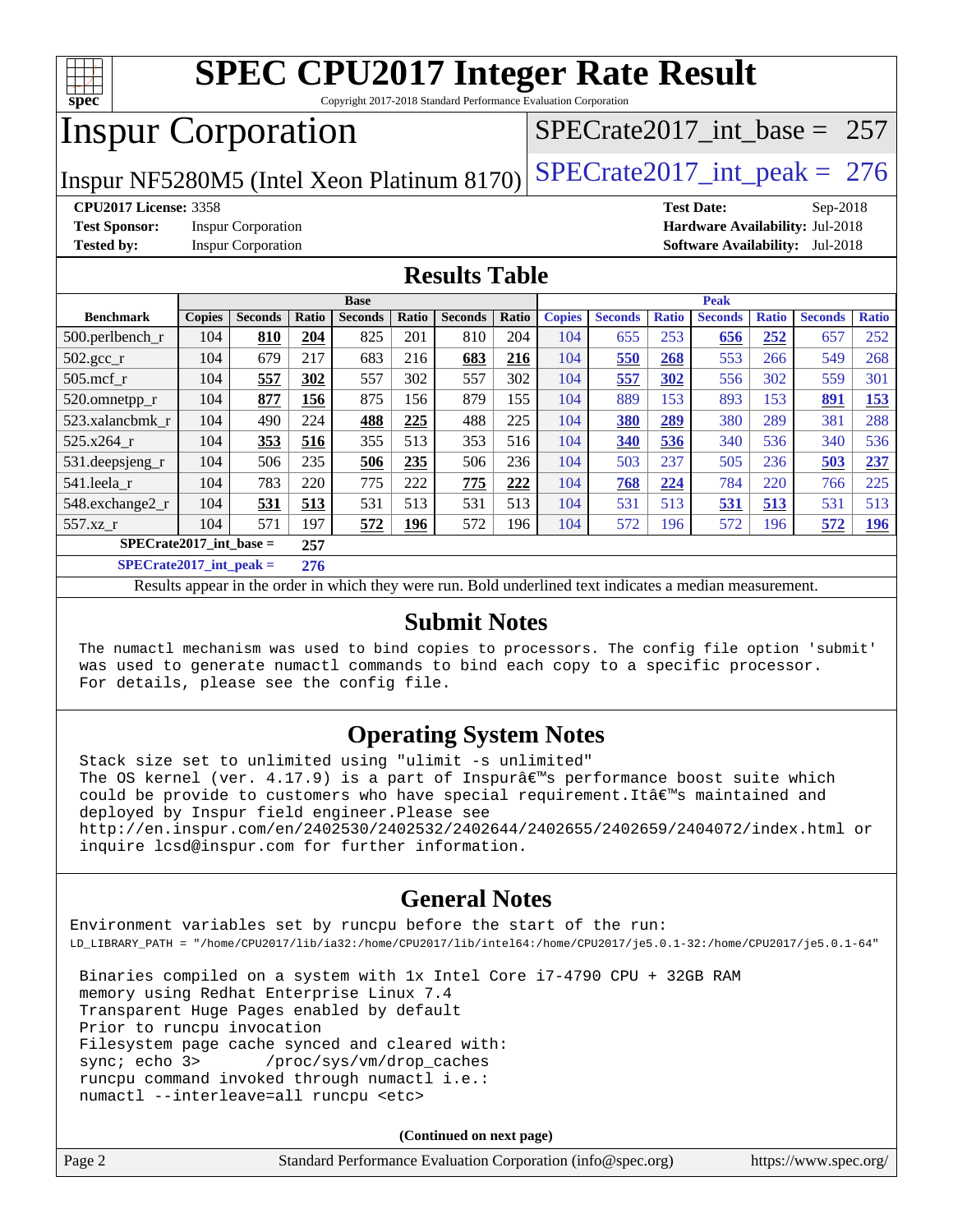# SPEC CPU2017 Integer Rate Result

Copyright 2017-2018 Standard Performance Evaluation Corporation

## Inspur Corporation

Inspur NF5280M5 (Intel Xeon Platinum 8170)

SPECrate2017_int_base = 257

SPECrate2017_int_peak = 276

**CPU2017 License:** 3358
**Test Sponsor:** Inspur Corporation
**Tested by:** Inspur Corporation

**Test Date:** Sep-2018
**Hardware Availability:** Jul-2018
**Software Availability:** Jul-2018

## Results Table

| Benchmark | Base | | | | | | | Peak | | | | | | |
|---|---|---|---|---|---|---|---|---|---|---|---|---|---|---|
| | Copies | Seconds | Ratio | Seconds | Ratio | Seconds | Ratio | Copies | Seconds | Ratio | Seconds | Ratio | Seconds | Ratio |
| 500.perlbench_r | 104 | **810** | **204** | 825 | 201 | 810 | 204 | 104 | 655 | 253 | **656** | **252** | 657 | 252 |
| 502.gcc_r | 104 | 679 | 217 | 683 | 216 | **683** | **216** | 104 | **550** | **268** | 553 | 266 | 549 | 268 |
| 505.mcf_r | 104 | **557** | **302** | 557 | 302 | 557 | 302 | 104 | **557** | **302** | 556 | 302 | 559 | 301 |
| 520.omnetpp_r | 104 | **877** | **156** | 875 | 156 | 879 | 155 | 104 | 889 | 153 | 893 | 153 | **891** | **153** |
| 523.xalancbmk_r | 104 | 490 | 224 | **488** | **225** | 488 | 225 | 104 | **380** | **289** | 380 | 289 | 381 | 288 |
| 525.x264_r | 104 | **353** | **516** | 355 | 513 | 353 | 516 | 104 | **340** | **536** | 340 | 536 | 340 | 536 |
| 531.deepsjeng_r | 104 | 506 | 235 | **506** | **235** | 506 | 236 | 104 | 503 | 237 | 505 | 236 | **503** | **237** |
| 541.leela_r | 104 | 783 | 220 | 775 | 222 | **775** | **222** | 104 | **768** | **224** | 784 | 220 | 766 | 225 |
| 548.exchange2_r | 104 | **531** | **513** | 531 | 513 | 531 | 513 | 104 | 531 | 513 | **531** | **513** | 531 | 513 |
| 557.xz_r | 104 | 571 | 197 | **572** | **196** | 572 | 196 | 104 | 572 | 196 | 572 | 196 | **572** | **196** |

SPECrate2017_int_base = 257

SPECrate2017_int_peak = 276

Results appear in the order in which they were run. Bold underlined text indicates a median measurement.

## Submit Notes

```
The numactl mechanism was used to bind copies to processors. The config file option 'submit'
was used to generate numactl commands to bind each copy to a specific processor.
For details, please see the config file.
```

## Operating System Notes

```
Stack size set to unlimited using "ulimit -s unlimited"
The OS kernel (ver. 4.17.9) is a part of Inspurâ€™s performance boost suite which
could be provide to customers who have special requirement.Itâ€™s maintained and
deployed by Inspur field engineer.Please see
http://en.inspur.com/en/2402530/2402532/2402644/2402655/2402659/2404072/index.html or
inquire lcsd@inspur.com for further information.
```

## General Notes

```
Environment variables set by runcpu before the start of the run:
LD_LIBRARY_PATH = "/home/CPU2017/lib/ia32:/home/CPU2017/lib/intel64:/home/CPU2017/je5.0.1-32:/home/CPU2017/je5.0.1-64"

Binaries compiled on a system with 1x Intel Core i7-4790 CPU + 32GB RAM
memory using Redhat Enterprise Linux 7.4
Transparent Huge Pages enabled by default
Prior to runcpu invocation
Filesystem page cache synced and cleared with:
sync; echo 3>       /proc/sys/vm/drop_caches
runcpu command invoked through numactl i.e.:
numactl --interleave=all runcpu <etc>
```

**(Continued on next page)**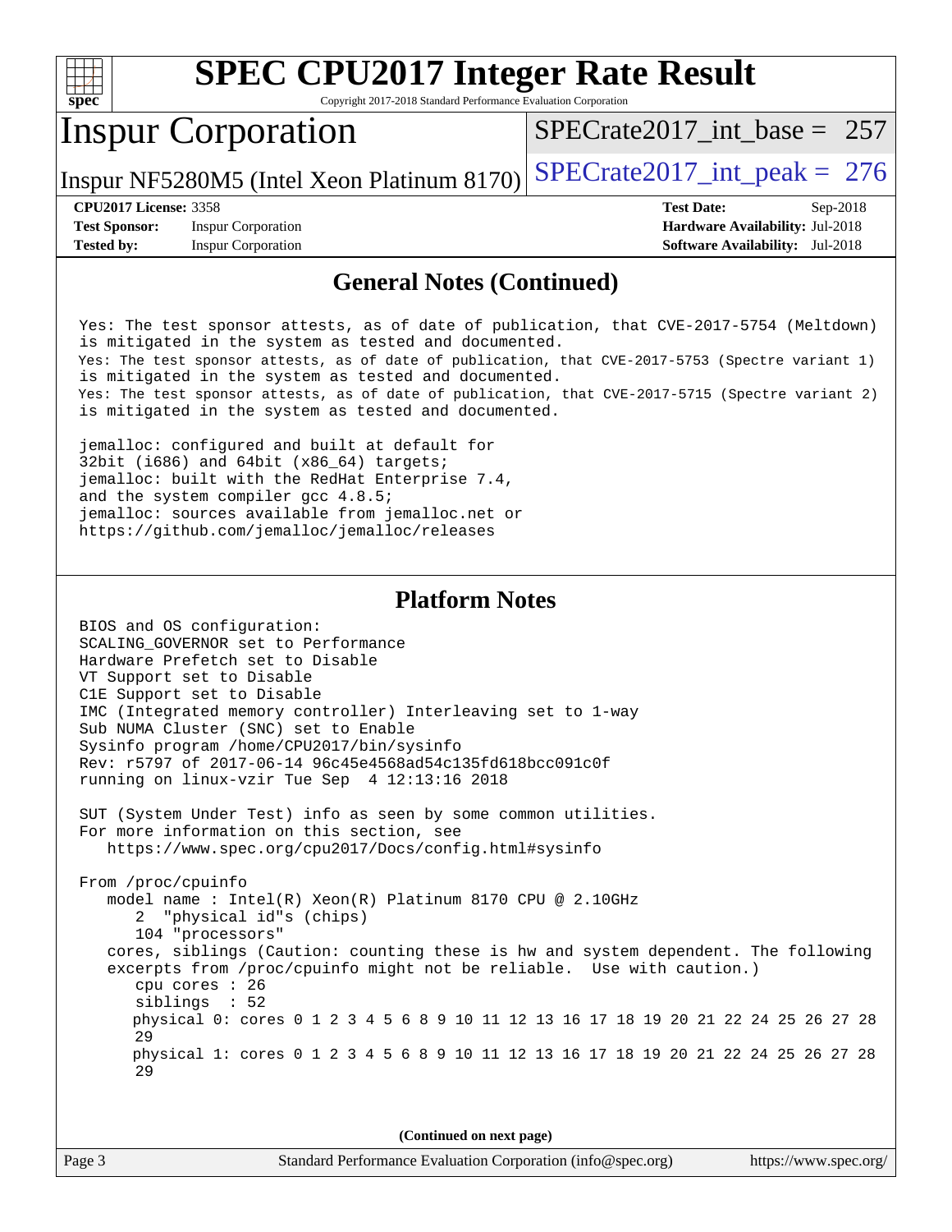## General Notes (Continued)

```
Yes: The test sponsor attests, as of date of publication, that CVE-2017-5754 (Meltdown)
is mitigated in the system as tested and documented.
Yes: The test sponsor attests, as of date of publication, that CVE-2017-5753 (Spectre variant 1)
is mitigated in the system as tested and documented.
Yes: The test sponsor attests, as of date of publication, that CVE-2017-5715 (Spectre variant 2)
is mitigated in the system as tested and documented.

jemalloc: configured and built at default for
32bit (i686) and 64bit (x86_64) targets;
jemalloc: built with the RedHat Enterprise 7.4,
and the system compiler gcc 4.8.5;
jemalloc: sources available from jemalloc.net or
https://github.com/jemalloc/jemalloc/releases
```

## Platform Notes

```
BIOS and OS configuration:
SCALING_GOVERNOR set to Performance
Hardware Prefetch set to Disable
VT Support set to Disable
C1E Support set to Disable
IMC (Integrated memory controller) Interleaving set to 1-way
Sub NUMA Cluster (SNC) set to Enable
Sysinfo program /home/CPU2017/bin/sysinfo
Rev: r5797 of 2017-06-14 96c45e4568ad54c135fd618bcc091c0f
running on linux-vzir Tue Sep  4 12:13:16 2018

SUT (System Under Test) info as seen by some common utilities.
For more information on this section, see
   https://www.spec.org/cpu2017/Docs/config.html#sysinfo

From /proc/cpuinfo
   model name : Intel(R) Xeon(R) Platinum 8170 CPU @ 2.10GHz
      2  "physical id"s (chips)
      104 "processors"
   cores, siblings (Caution: counting these is hw and system dependent. The following
   excerpts from /proc/cpuinfo might not be reliable.  Use with caution.)
      cpu cores : 26
      siblings  : 52
      physical 0: cores 0 1 2 3 4 5 6 8 9 10 11 12 13 16 17 18 19 20 21 22 24 25 26 27 28
      29
      physical 1: cores 0 1 2 3 4 5 6 8 9 10 11 12 13 16 17 18 19 20 21 22 24 25 26 27 28
      29
```

(Continued on next page)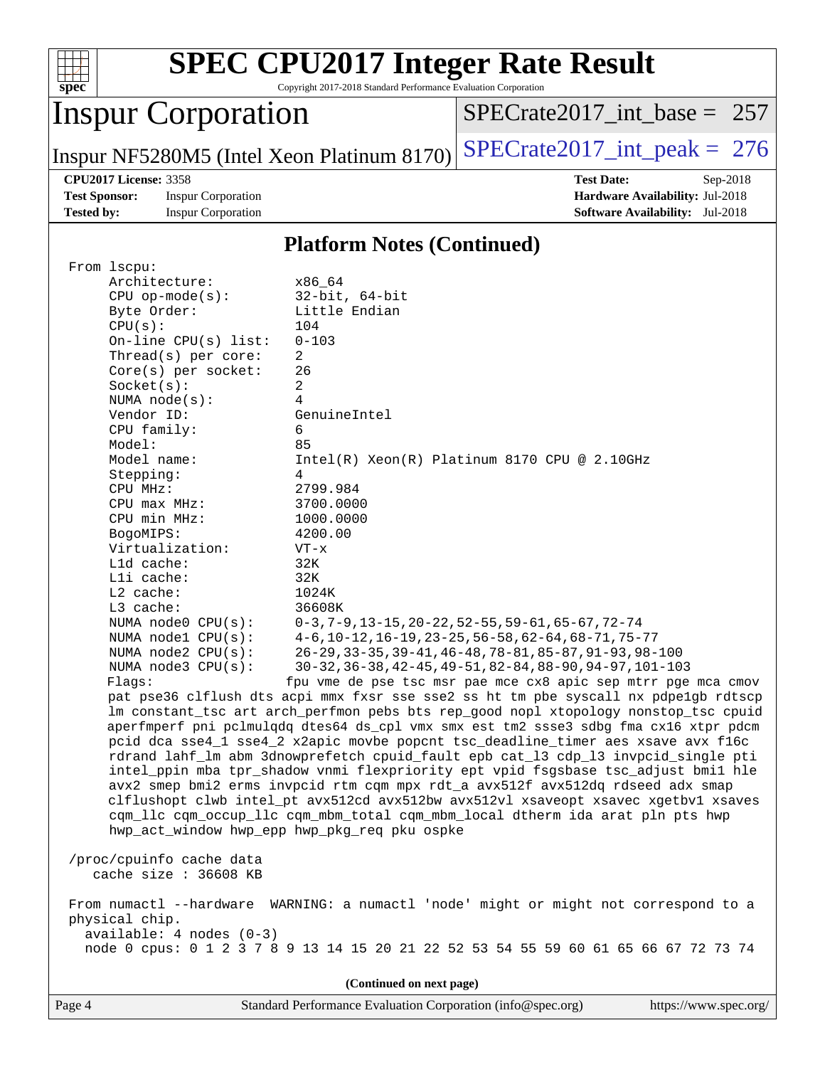# SPEC CPU2017 Integer Rate Result

Copyright 2017-2018 Standard Performance Evaluation Corporation

## Inspur Corporation

Inspur NF5280M5 (Intel Xeon Platinum 8170)

SPECrate2017_int_base = 257

SPECrate2017_int_peak = 276

**CPU2017 License:** 3358
**Test Sponsor:** Inspur Corporation
**Tested by:** Inspur Corporation

**Test Date:** Sep-2018
**Hardware Availability:** Jul-2018
**Software Availability:** Jul-2018

## Platform Notes (Continued)

```
From lscpu:
     Architecture:          x86_64
     CPU op-mode(s):        32-bit, 64-bit
     Byte Order:            Little Endian
     CPU(s):                104
     On-line CPU(s) list:   0-103
     Thread(s) per core:    2
     Core(s) per socket:    26
     Socket(s):             2
     NUMA node(s):          4
     Vendor ID:             GenuineIntel
     CPU family:            6
     Model:                 85
     Model name:            Intel(R) Xeon(R) Platinum 8170 CPU @ 2.10GHz
     Stepping:              4
     CPU MHz:               2799.984
     CPU max MHz:           3700.0000
     CPU min MHz:           1000.0000
     BogoMIPS:              4200.00
     Virtualization:        VT-x
     L1d cache:             32K
     L1i cache:             32K
     L2 cache:              1024K
     L3 cache:              36608K
     NUMA node0 CPU(s):     0-3,7-9,13-15,20-22,52-55,59-61,65-67,72-74
     NUMA node1 CPU(s):     4-6,10-12,16-19,23-25,56-58,62-64,68-71,75-77
     NUMA node2 CPU(s):     26-29,33-35,39-41,46-48,78-81,85-87,91-93,98-100
     NUMA node3 CPU(s):     30-32,36-38,42-45,49-51,82-84,88-90,94-97,101-103
     Flags:                 fpu vme de pse tsc msr pae mce cx8 apic sep mtrr pge mca cmov
     pat pse36 clflush dts acpi mmx fxsr sse sse2 ss ht tm pbe syscall nx pdpe1gb rdtscp
     lm constant_tsc art arch_perfmon pebs bts rep_good nopl xtopology nonstop_tsc cpuid
     aperfmperf pni pclmulqdq dtes64 ds_cpl vmx smx est tm2 ssse3 sdbg fma cx16 xtpr pdcm
     pcid dca sse4_1 sse4_2 x2apic movbe popcnt tsc_deadline_timer aes xsave avx f16c
     rdrand lahf_lm abm 3dnowprefetch cpuid_fault epb cat_l3 cdp_l3 invpcid_single pti
     intel_ppin mba tpr_shadow vnmi flexpriority ept vpid fsgsbase tsc_adjust bmi1 hle
     avx2 smep bmi2 erms invpcid rtm cqm mpx rdt_a avx512f avx512dq rdseed adx smap
     clflushopt clwb intel_pt avx512cd avx512bw avx512vl xsaveopt xsavec xgetbv1 xsaves
     cqm_llc cqm_occup_llc cqm_mbm_total cqm_mbm_local dtherm ida arat pln pts hwp
     hwp_act_window hwp_epp hwp_pkg_req pku ospke

 /proc/cpuinfo cache data
    cache size : 36608 KB

 From numactl --hardware  WARNING: a numactl 'node' might or might not correspond to a
 physical chip.
   available: 4 nodes (0-3)
   node 0 cpus: 0 1 2 3 7 8 9 13 14 15 20 21 22 52 53 54 55 59 60 61 65 66 67 72 73 74
```

(Continued on next page)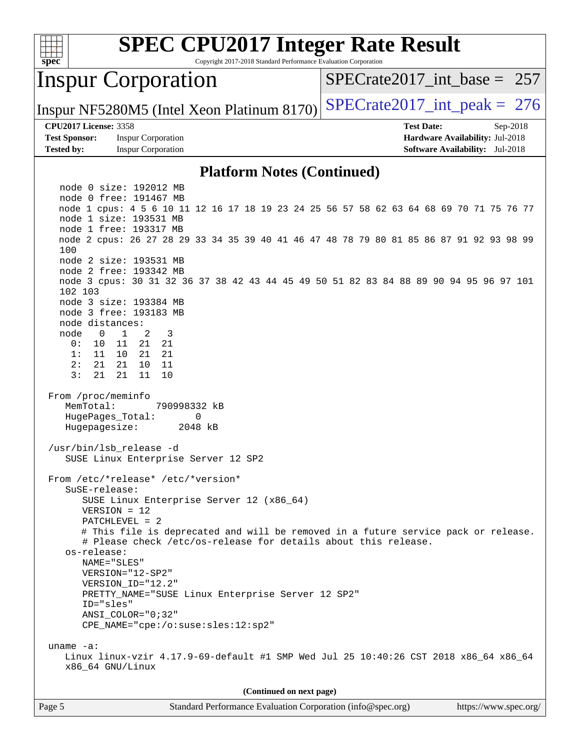## Platform Notes (Continued)

```
  node 0 size: 192012 MB
  node 0 free: 191467 MB
  node 1 cpus: 4 5 6 10 11 12 16 17 18 19 23 24 25 56 57 58 62 63 64 68 69 70 71 75 76 77
  node 1 size: 193531 MB
  node 1 free: 193317 MB
  node 2 cpus: 26 27 28 29 33 34 35 39 40 41 46 47 48 78 79 80 81 85 86 87 91 92 93 98 99
  100
  node 2 size: 193531 MB
  node 2 free: 193342 MB
  node 3 cpus: 30 31 32 36 37 38 42 43 44 45 49 50 51 82 83 84 88 89 90 94 95 96 97 101
  102 103
  node 3 size: 193384 MB
  node 3 free: 193183 MB
  node distances:
  node   0   1   2   3
    0:  10  11  21  21
    1:  11  10  21  21
    2:  21  21  10  11
    3:  21  21  11  10

From /proc/meminfo
   MemTotal:       790998332 kB
   HugePages_Total:       0
   Hugepagesize:       2048 kB

/usr/bin/lsb_release -d
   SUSE Linux Enterprise Server 12 SP2

From /etc/*release* /etc/*version*
   SuSE-release:
      SUSE Linux Enterprise Server 12 (x86_64)
      VERSION = 12
      PATCHLEVEL = 2
      # This file is deprecated and will be removed in a future service pack or release.
      # Please check /etc/os-release for details about this release.
   os-release:
      NAME="SLES"
      VERSION="12-SP2"
      VERSION_ID="12.2"
      PRETTY_NAME="SUSE Linux Enterprise Server 12 SP2"
      ID="sles"
      ANSI_COLOR="0;32"
      CPE_NAME="cpe:/o:suse:sles:12:sp2"

uname -a:
   Linux linux-vzir 4.17.9-69-default #1 SMP Wed Jul 25 10:40:26 CST 2018 x86_64 x86_64
   x86_64 GNU/Linux
```

(Continued on next page)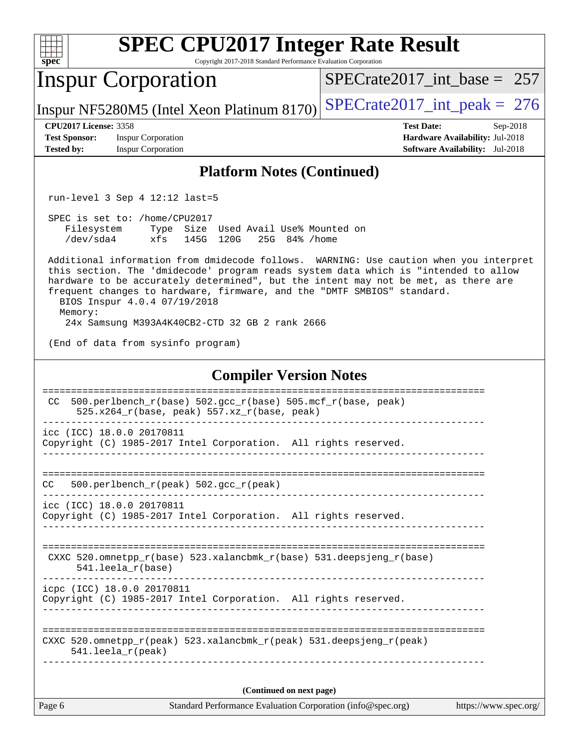## Platform Notes (Continued)

```
run-level 3 Sep 4 12:12 last=5

SPEC is set to: /home/CPU2017
   Filesystem     Type  Size  Used Avail Use% Mounted on
   /dev/sda4      xfs   145G  120G   25G  84% /home

Additional information from dmidecode follows.  WARNING: Use caution when you interpret
this section. The 'dmidecode' program reads system data which is "intended to allow
hardware to be accurately determined", but the intent may not be met, as there are
frequent changes to hardware, firmware, and the "DMTF SMBIOS" standard.
  BIOS Inspur 4.0.4 07/19/2018
  Memory:
   24x Samsung M393A4K40CB2-CTD 32 GB 2 rank 2666

(End of data from sysinfo program)
```

## Compiler Version Notes

```
==============================================================================
 CC  500.perlbench_r(base) 502.gcc_r(base) 505.mcf_r(base, peak)
      525.x264_r(base, peak) 557.xz_r(base, peak)
------------------------------------------------------------------------------
icc (ICC) 18.0.0 20170811
Copyright (C) 1985-2017 Intel Corporation.  All rights reserved.
------------------------------------------------------------------------------

==============================================================================
CC   500.perlbench_r(peak) 502.gcc_r(peak)
------------------------------------------------------------------------------
icc (ICC) 18.0.0 20170811
Copyright (C) 1985-2017 Intel Corporation.  All rights reserved.
------------------------------------------------------------------------------

==============================================================================
 CXXC 520.omnetpp_r(base) 523.xalancbmk_r(base) 531.deepsjeng_r(base)
      541.leela_r(base)
------------------------------------------------------------------------------
icpc (ICC) 18.0.0 20170811
Copyright (C) 1985-2017 Intel Corporation.  All rights reserved.
------------------------------------------------------------------------------

==============================================================================
CXXC 520.omnetpp_r(peak) 523.xalancbmk_r(peak) 531.deepsjeng_r(peak)
     541.leela_r(peak)
------------------------------------------------------------------------------
```

(Continued on next page)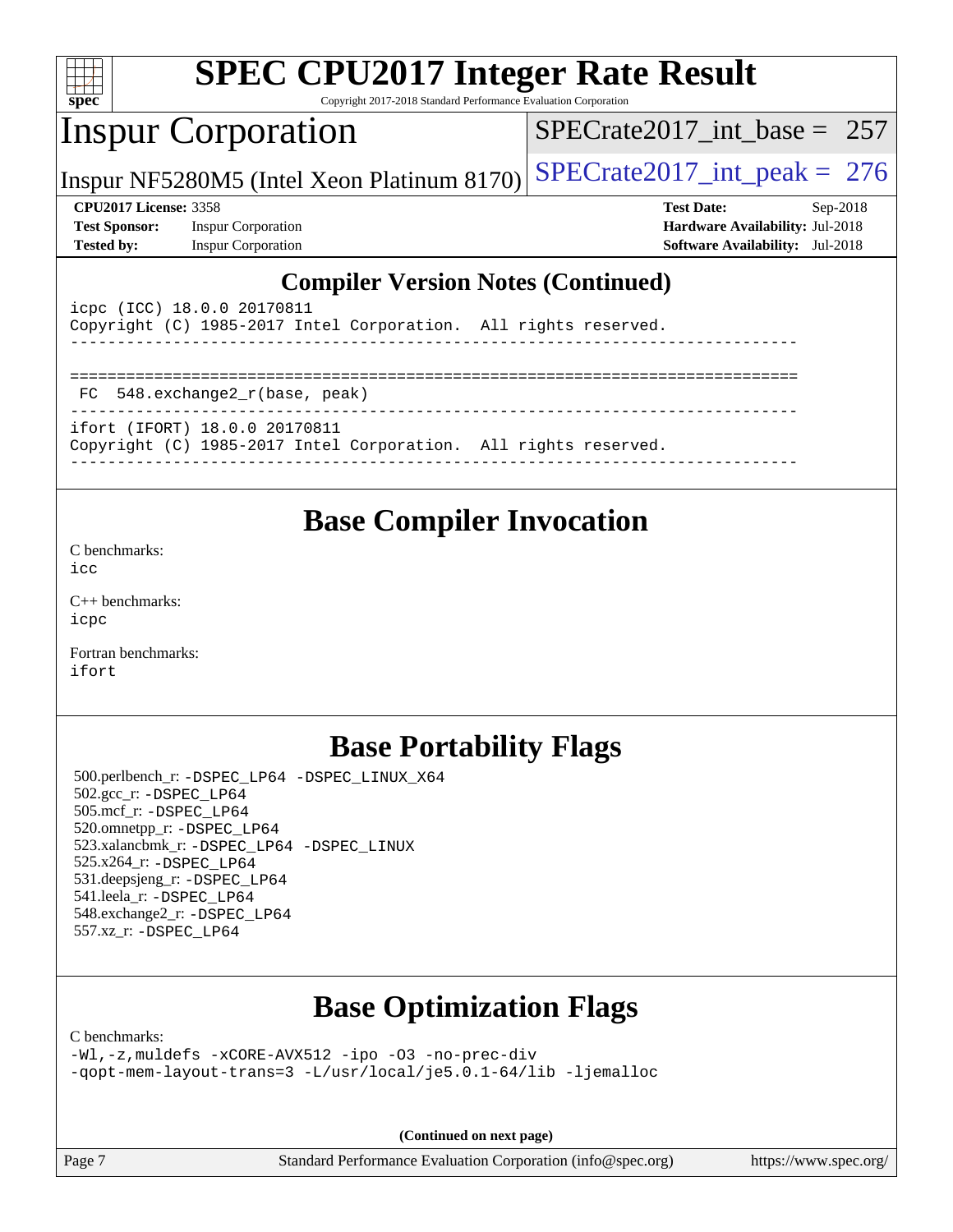## Compiler Version Notes (Continued)

```
icpc (ICC) 18.0.0 20170811
Copyright (C) 1985-2017 Intel Corporation.  All rights reserved.
------------------------------------------------------------------------------

==============================================================================
 FC  548.exchange2_r(base, peak)
------------------------------------------------------------------------------
ifort (IFORT) 18.0.0 20170811
Copyright (C) 1985-2017 Intel Corporation.  All rights reserved.
------------------------------------------------------------------------------
```

## Base Compiler Invocation

C benchmarks:
icc

C++ benchmarks:
icpc

Fortran benchmarks:
ifort

## Base Portability Flags

500.perlbench_r: -DSPEC_LP64 -DSPEC_LINUX_X64
502.gcc_r: -DSPEC_LP64
505.mcf_r: -DSPEC_LP64
520.omnetpp_r: -DSPEC_LP64
523.xalancbmk_r: -DSPEC_LP64 -DSPEC_LINUX
525.x264_r: -DSPEC_LP64
531.deepsjeng_r: -DSPEC_LP64
541.leela_r: -DSPEC_LP64
548.exchange2_r: -DSPEC_LP64
557.xz_r: -DSPEC_LP64

## Base Optimization Flags

C benchmarks:
-Wl,-z,muldefs -xCORE-AVX512 -ipo -O3 -no-prec-div
-qopt-mem-layout-trans=3 -L/usr/local/je5.0.1-64/lib -ljemalloc

**(Continued on next page)**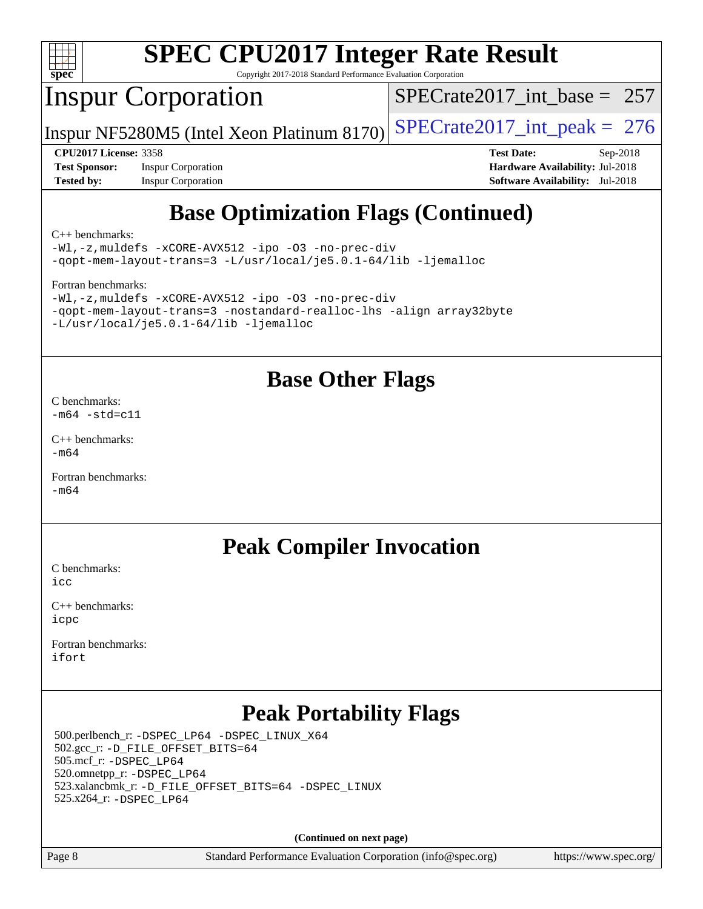# SPEC CPU2017 Integer Rate Result

Copyright 2017-2018 Standard Performance Evaluation Corporation

## Inspur Corporation

Inspur NF5280M5 (Intel Xeon Platinum 8170)

SPECrate2017_int_base = 257

SPECrate2017_int_peak = 276

**CPU2017 License:** 3358
**Test Sponsor:** Inspur Corporation
**Tested by:** Inspur Corporation

**Test Date:** Sep-2018
**Hardware Availability:** Jul-2018
**Software Availability:** Jul-2018

## Base Optimization Flags (Continued)

C++ benchmarks:

```
-Wl,-z,muldefs -xCORE-AVX512 -ipo -O3 -no-prec-div
-qopt-mem-layout-trans=3 -L/usr/local/je5.0.1-64/lib -ljemalloc
```

Fortran benchmarks:

```
-Wl,-z,muldefs -xCORE-AVX512 -ipo -O3 -no-prec-div
-qopt-mem-layout-trans=3 -nostandard-realloc-lhs -align array32byte
-L/usr/local/je5.0.1-64/lib -ljemalloc
```

## Base Other Flags

C benchmarks:
`-m64 -std=c11`

C++ benchmarks:
`-m64`

Fortran benchmarks:
`-m64`

## Peak Compiler Invocation

C benchmarks:
`icc`

C++ benchmarks:
`icpc`

Fortran benchmarks:
`ifort`

## Peak Portability Flags

500.perlbench_r: `-DSPEC_LP64 -DSPEC_LINUX_X64`
502.gcc_r: `-D_FILE_OFFSET_BITS=64`
505.mcf_r: `-DSPEC_LP64`
520.omnetpp_r: `-DSPEC_LP64`
523.xalancbmk_r: `-D_FILE_OFFSET_BITS=64 -DSPEC_LINUX`
525.x264_r: `-DSPEC_LP64`

**(Continued on next page)**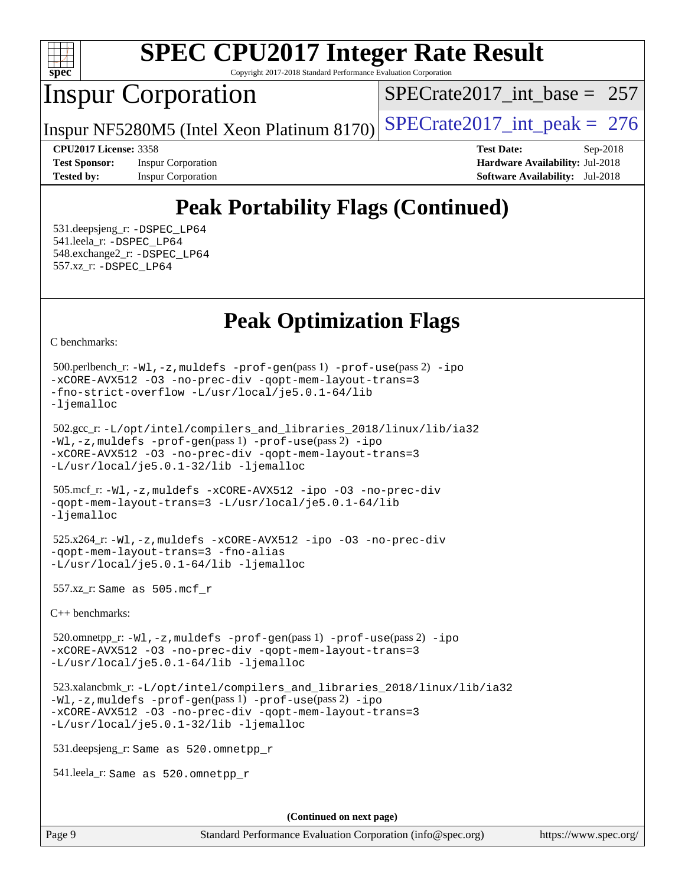# Peak Portability Flags (Continued)

531.deepsjeng_r: -DSPEC_LP64
541.leela_r: -DSPEC_LP64
548.exchange2_r: -DSPEC_LP64
557.xz_r: -DSPEC_LP64

# Peak Optimization Flags

C benchmarks:

500.perlbench_r: -Wl,-z,muldefs -prof-gen(pass 1) -prof-use(pass 2) -ipo -xCORE-AVX512 -O3 -no-prec-div -qopt-mem-layout-trans=3 -fno-strict-overflow -L/usr/local/je5.0.1-64/lib -ljemalloc

502.gcc_r: -L/opt/intel/compilers_and_libraries_2018/linux/lib/ia32 -Wl,-z,muldefs -prof-gen(pass 1) -prof-use(pass 2) -ipo -xCORE-AVX512 -O3 -no-prec-div -qopt-mem-layout-trans=3 -L/usr/local/je5.0.1-32/lib -ljemalloc

505.mcf_r: -Wl,-z,muldefs -xCORE-AVX512 -ipo -O3 -no-prec-div -qopt-mem-layout-trans=3 -L/usr/local/je5.0.1-64/lib -ljemalloc

525.x264_r: -Wl,-z,muldefs -xCORE-AVX512 -ipo -O3 -no-prec-div -qopt-mem-layout-trans=3 -fno-alias -L/usr/local/je5.0.1-64/lib -ljemalloc

557.xz_r: Same as 505.mcf_r

C++ benchmarks:

520.omnetpp_r: -Wl,-z,muldefs -prof-gen(pass 1) -prof-use(pass 2) -ipo -xCORE-AVX512 -O3 -no-prec-div -qopt-mem-layout-trans=3 -L/usr/local/je5.0.1-64/lib -ljemalloc

523.xalancbmk_r: -L/opt/intel/compilers_and_libraries_2018/linux/lib/ia32 -Wl,-z,muldefs -prof-gen(pass 1) -prof-use(pass 2) -ipo -xCORE-AVX512 -O3 -no-prec-div -qopt-mem-layout-trans=3 -L/usr/local/je5.0.1-32/lib -ljemalloc

531.deepsjeng_r: Same as 520.omnetpp_r

541.leela_r: Same as 520.omnetpp_r

(Continued on next page)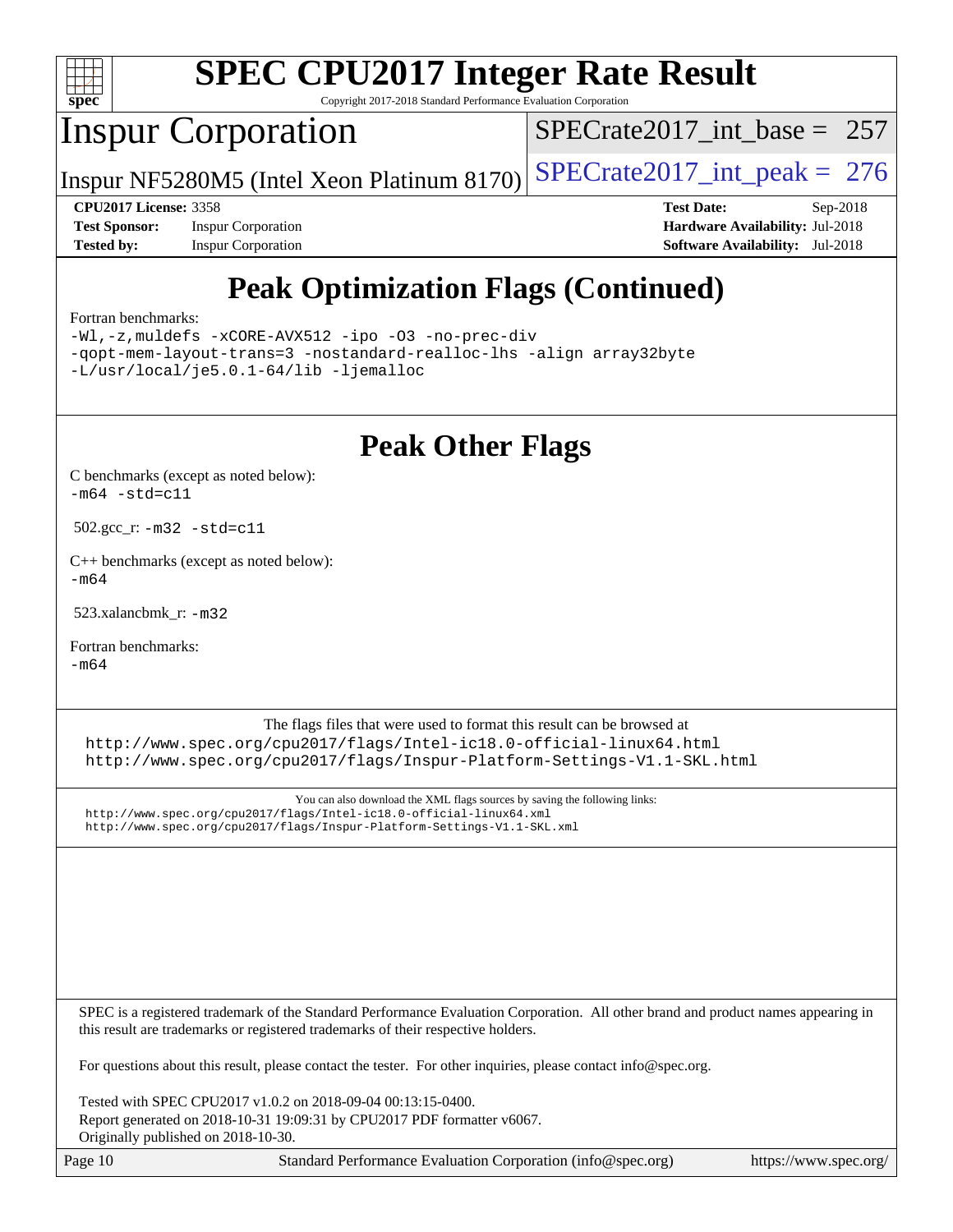# Peak Optimization Flags (Continued)

Fortran benchmarks:

```
-Wl,-z,muldefs -xCORE-AVX512 -ipo -O3 -no-prec-div
-qopt-mem-layout-trans=3 -nostandard-realloc-lhs -align array32byte
-L/usr/local/je5.0.1-64/lib -ljemalloc
```

# Peak Other Flags

C benchmarks (except as noted below):
`-m64 -std=c11`

502.gcc_r: `-m32 -std=c11`

C++ benchmarks (except as noted below):
`-m64`

523.xalancbmk_r: `-m32`

Fortran benchmarks:
`-m64`

The flags files that were used to format this result can be browsed at
http://www.spec.org/cpu2017/flags/Intel-ic18.0-official-linux64.html
http://www.spec.org/cpu2017/flags/Inspur-Platform-Settings-V1.1-SKL.html

You can also download the XML flags sources by saving the following links:
http://www.spec.org/cpu2017/flags/Intel-ic18.0-official-linux64.xml
http://www.spec.org/cpu2017/flags/Inspur-Platform-Settings-V1.1-SKL.xml

SPEC is a registered trademark of the Standard Performance Evaluation Corporation. All other brand and product names appearing in this result are trademarks or registered trademarks of their respective holders.

For questions about this result, please contact the tester. For other inquiries, please contact info@spec.org.

Tested with SPEC CPU2017 v1.0.2 on 2018-09-04 00:13:15-0400.
Report generated on 2018-10-31 19:09:31 by CPU2017 PDF formatter v6067.
Originally published on 2018-10-30.